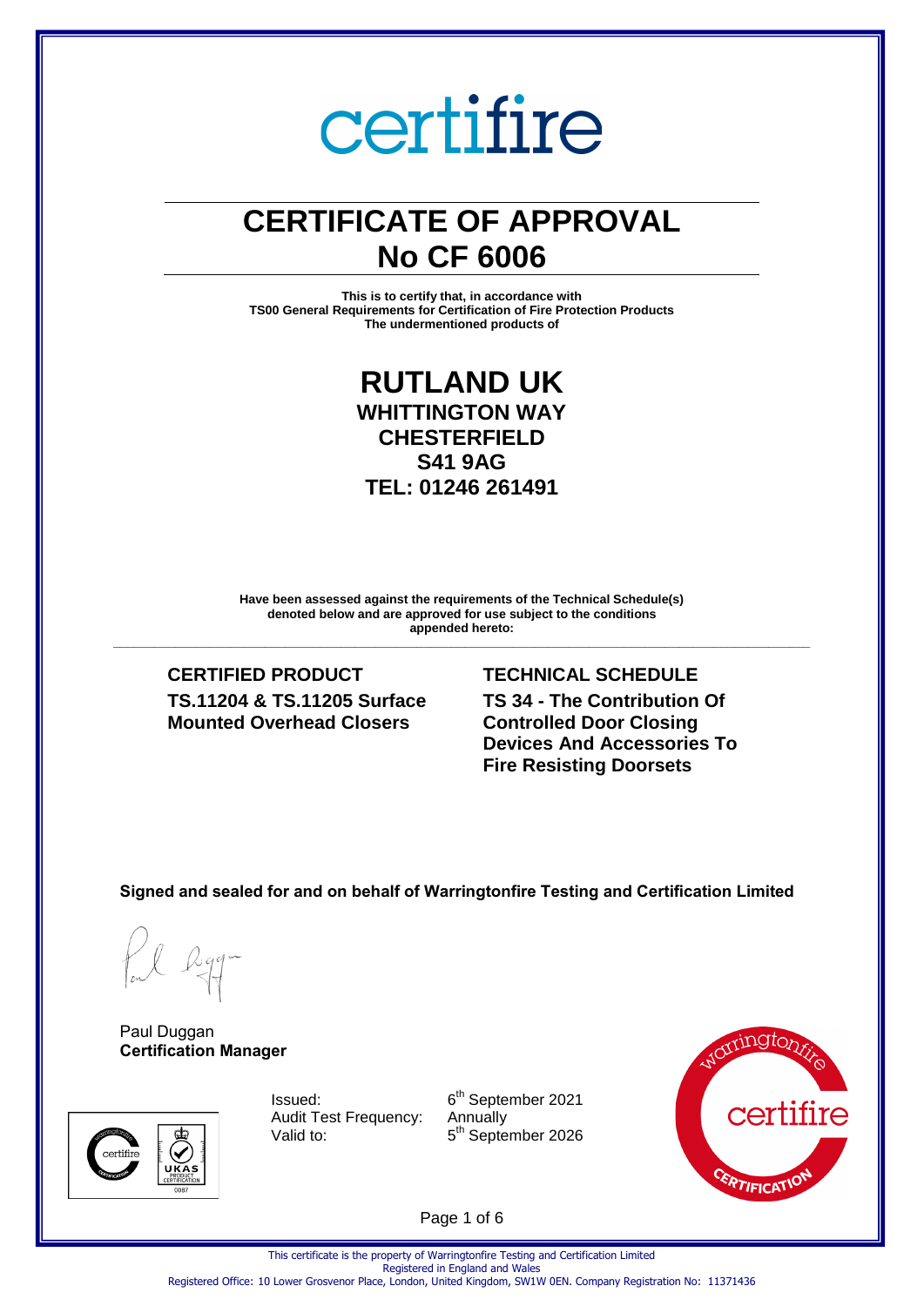certifire

# CERTIFICATE OF APPROVAL
# No CF 6006

**This is to certify that, in accordance with**
**TS00 General Requirements for Certification of Fire Protection Products**
**The undermentioned products of**

## RUTLAND UK
**WHITTINGTON WAY**
**CHESTERFIELD**
**S41 9AG**
**TEL: 01246 261491**

**Have been assessed against the requirements of the Technical Schedule(s) denoted below and are approved for use subject to the conditions appended hereto:**

| CERTIFIED PRODUCT | TECHNICAL SCHEDULE |
|---|---|
| **TS.11204 & TS.11205 Surface Mounted Overhead Closers** | **TS 34 - The Contribution Of Controlled Door Closing Devices And Accessories To Fire Resisting Doorsets** |

**Signed and sealed for and on behalf of Warringtonfire Testing and Certification Limited**

Paul Duggan
**Certification Manager**

| | |
|---|---|
| Issued: | 6th September 2021 |
| Audit Test Frequency: | Annually |
| Valid to: | 5th September 2026 |

This certificate is the property of Warringtonfire Testing and Certification Limited
Registered in England and Wales
Registered Office: 10 Lower Grosvenor Place, London, United Kingdom, SW1W 0EN. Company Registration No: 11371436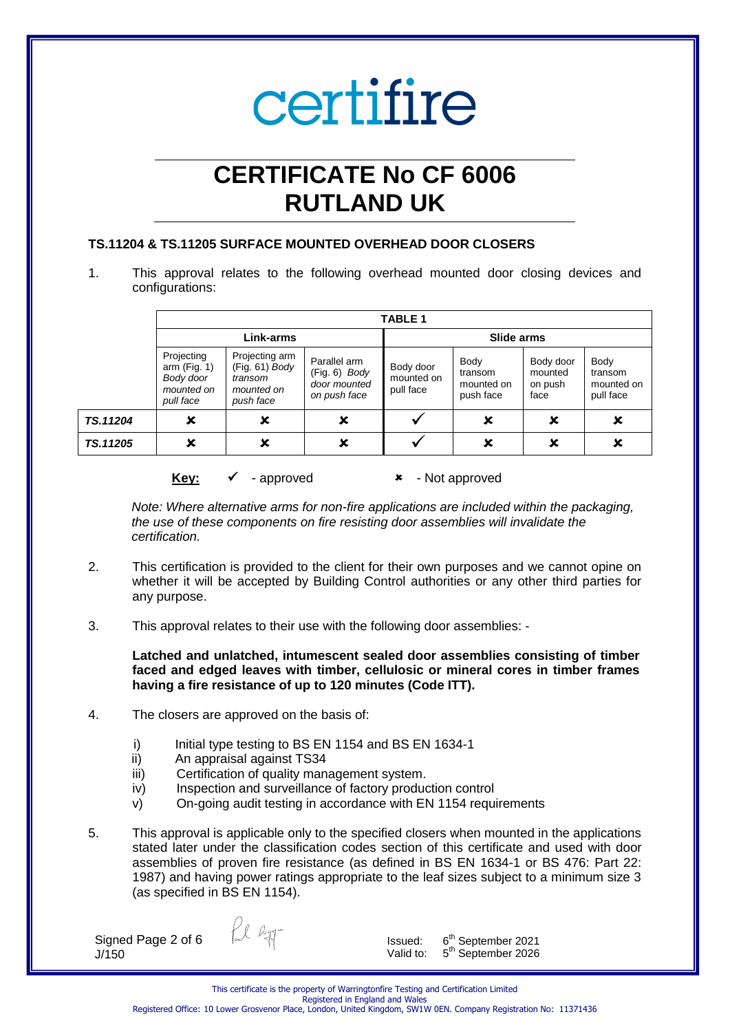certifire

# CERTIFICATE No CF 6006
# RUTLAND UK

**TS.11204 & TS.11205 SURFACE MOUNTED OVERHEAD DOOR CLOSERS**

1. This approval relates to the following overhead mounted door closing devices and configurations:

| | TABLE 1 | | | | | | |
|---|---|---|---|---|---|---|---|
| | **Link-arms** | | | **Slide arms** | | | |
| | Projecting arm (Fig. 1) *Body door mounted on pull face* | Projecting arm (Fig. 61) *Body transom mounted on push face* | Parallel arm (Fig. 6) *Body door mounted on push face* | Body door mounted on pull face | Body transom mounted on push face | Body door mounted on push face | Body transom mounted on pull face |
| ***TS.11204*** | ✘ | ✘ | ✘ | ✓ | ✘ | ✘ | ✘ |
| ***TS.11205*** | ✘ | ✘ | ✘ | ✓ | ✘ | ✘ | ✘ |

**Key:** ✓ - approved ✘ - Not approved

*Note: Where alternative arms for non-fire applications are included within the packaging, the use of these components on fire resisting door assemblies will invalidate the certification.*

2. This certification is provided to the client for their own purposes and we cannot opine on whether it will be accepted by Building Control authorities or any other third parties for any purpose.

3. This approval relates to their use with the following door assemblies: -

   **Latched and unlatched, intumescent sealed door assemblies consisting of timber faced and edged leaves with timber, cellulosic or mineral cores in timber frames having a fire resistance of up to 120 minutes (Code ITT).**

4. The closers are approved on the basis of:

   i) Initial type testing to BS EN 1154 and BS EN 1634-1
   ii) An appraisal against TS34
   iii) Certification of quality management system.
   iv) Inspection and surveillance of factory production control
   v) On-going audit testing in accordance with EN 1154 requirements

5. This approval is applicable only to the specified closers when mounted in the applications stated later under the classification codes section of this certificate and used with door assemblies of proven fire resistance (as defined in BS EN 1634-1 or BS 476: Part 22: 1987) and having power ratings appropriate to the leaf sizes subject to a minimum size 3 (as specified in BS EN 1154).

Signed Page 2 of 6
J/150

Issued: 6th September 2021
Valid to: 5th September 2026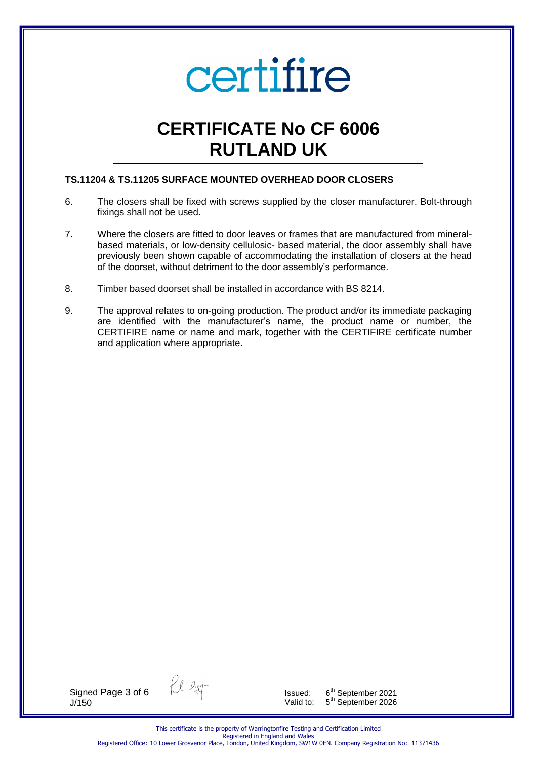# certifire

## CERTIFICATE No CF 6006
## RUTLAND UK

**TS.11204 & TS.11205 SURFACE MOUNTED OVERHEAD DOOR CLOSERS**

6. The closers shall be fixed with screws supplied by the closer manufacturer. Bolt-through fixings shall not be used.

7. Where the closers are fitted to door leaves or frames that are manufactured from mineral-based materials, or low-density cellulosic- based material, the door assembly shall have previously been shown capable of accommodating the installation of closers at the head of the doorset, without detriment to the door assembly's performance.

8. Timber based doorset shall be installed in accordance with BS 8214.

9. The approval relates to on-going production. The product and/or its immediate packaging are identified with the manufacturer's name, the product name or number, the CERTIFIRE name or name and mark, together with the CERTIFIRE certificate number and application where appropriate.

Signed Page 3 of 6
J/150

Issued: 6th September 2021
Valid to: 5th September 2026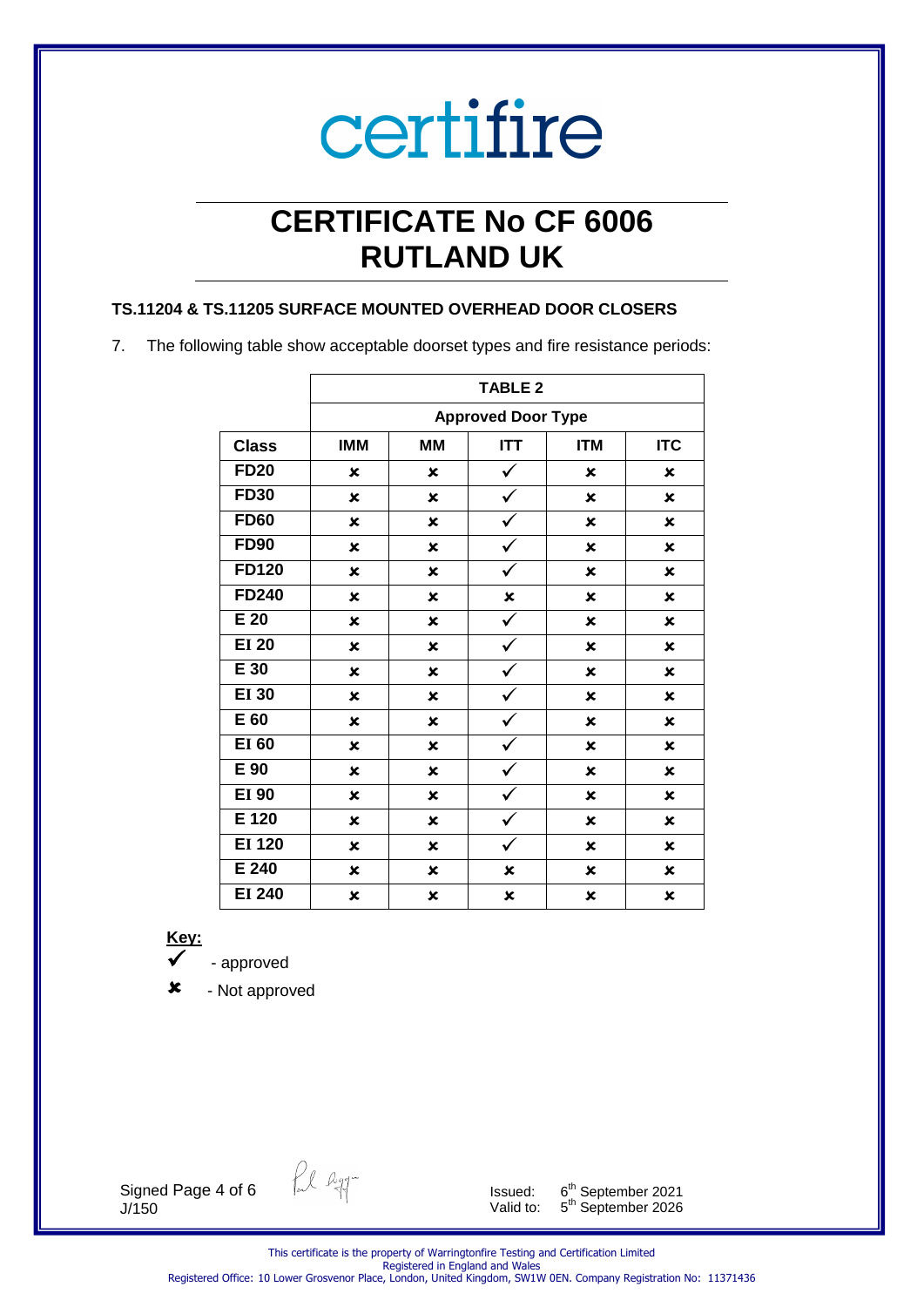certifire

# CERTIFICATE No CF 6006
# RUTLAND UK

**TS.11204 & TS.11205 SURFACE MOUNTED OVERHEAD DOOR CLOSERS**

7. The following table show acceptable doorset types and fire resistance periods:

| | TABLE 2 | | | | |
|---|---|---|---|---|---|
| | Approved Door Type | | | | |
| **Class** | **IMM** | **MM** | **ITT** | **ITM** | **ITC** |
| **FD20** | ✘ | ✘ | ✓ | ✘ | ✘ |
| **FD30** | ✘ | ✘ | ✓ | ✘ | ✘ |
| **FD60** | ✘ | ✘ | ✓ | ✘ | ✘ |
| **FD90** | ✘ | ✘ | ✓ | ✘ | ✘ |
| **FD120** | ✘ | ✘ | ✓ | ✘ | ✘ |
| **FD240** | ✘ | ✘ | ✘ | ✘ | ✘ |
| **E 20** | ✘ | ✘ | ✓ | ✘ | ✘ |
| **EI 20** | ✘ | ✘ | ✓ | ✘ | ✘ |
| **E 30** | ✘ | ✘ | ✓ | ✘ | ✘ |
| **EI 30** | ✘ | ✘ | ✓ | ✘ | ✘ |
| **E 60** | ✘ | ✘ | ✓ | ✘ | ✘ |
| **EI 60** | ✘ | ✘ | ✓ | ✘ | ✘ |
| **E 90** | ✘ | ✘ | ✓ | ✘ | ✘ |
| **EI 90** | ✘ | ✘ | ✓ | ✘ | ✘ |
| **E 120** | ✘ | ✘ | ✓ | ✘ | ✘ |
| **EI 120** | ✘ | ✘ | ✓ | ✘ | ✘ |
| **E 240** | ✘ | ✘ | ✘ | ✘ | ✘ |
| **EI 240** | ✘ | ✘ | ✘ | ✘ | ✘ |

**Key:**

✓ - approved

✘ - Not approved

Signed Page 4 of 6
J/150

Issued: 6th September 2021
Valid to: 5th September 2026

This certificate is the property of Warringtonfire Testing and Certification Limited
Registered in England and Wales
Registered Office: 10 Lower Grosvenor Place, London, United Kingdom, SW1W 0EN. Company Registration No: 11371436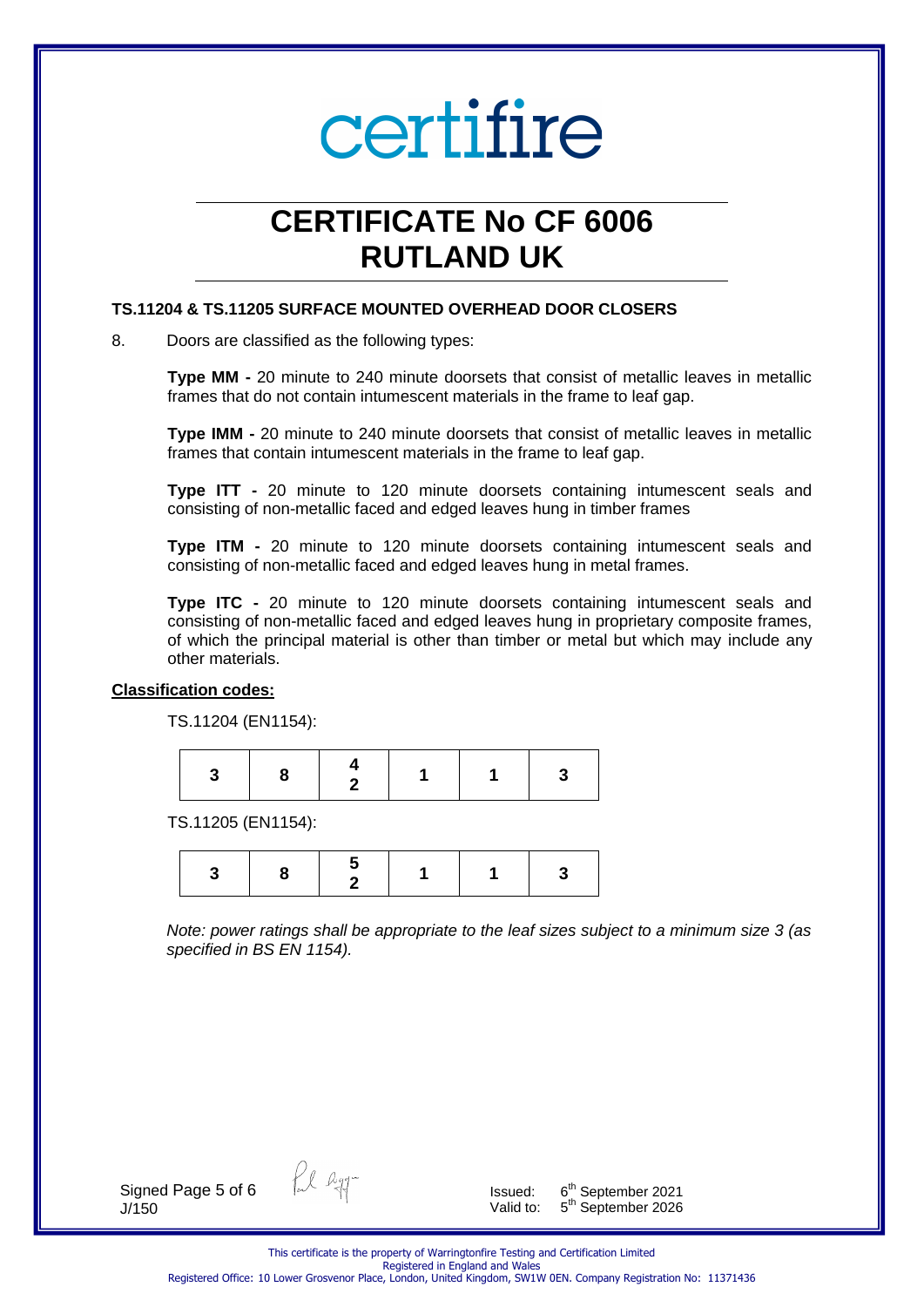# CERTIFICATE No CF 6006
# RUTLAND UK

**TS.11204 & TS.11205 SURFACE MOUNTED OVERHEAD DOOR CLOSERS**

8. Doors are classified as the following types:

**Type MM -** 20 minute to 240 minute doorsets that consist of metallic leaves in metallic frames that do not contain intumescent materials in the frame to leaf gap.

**Type IMM -** 20 minute to 240 minute doorsets that consist of metallic leaves in metallic frames that contain intumescent materials in the frame to leaf gap.

**Type ITT -** 20 minute to 120 minute doorsets containing intumescent seals and consisting of non-metallic faced and edged leaves hung in timber frames

**Type ITM -** 20 minute to 120 minute doorsets containing intumescent seals and consisting of non-metallic faced and edged leaves hung in metal frames.

**Type ITC -** 20 minute to 120 minute doorsets containing intumescent seals and consisting of non-metallic faced and edged leaves hung in proprietary composite frames, of which the principal material is other than timber or metal but which may include any other materials.

**Classification codes:**

TS.11204 (EN1154):

| | | | | | |
|---|---|---|---|---|---|
| **3** | **8** | **4**<br>**2** | **1** | **1** | **3** |

TS.11205 (EN1154):

| | | | | | |
|---|---|---|---|---|---|
| **3** | **8** | **5**<br>**2** | **1** | **1** | **3** |

*Note: power ratings shall be appropriate to the leaf sizes subject to a minimum size 3 (as specified in BS EN 1154).*

Signed
J/150

Issued: 6th September 2021
Valid to: 5th September 2026

This certificate is the property of Warringtonfire Testing and Certification Limited
Registered in England and Wales
Registered Office: 10 Lower Grosvenor Place, London, United Kingdom, SW1W 0EN. Company Registration No: 11371436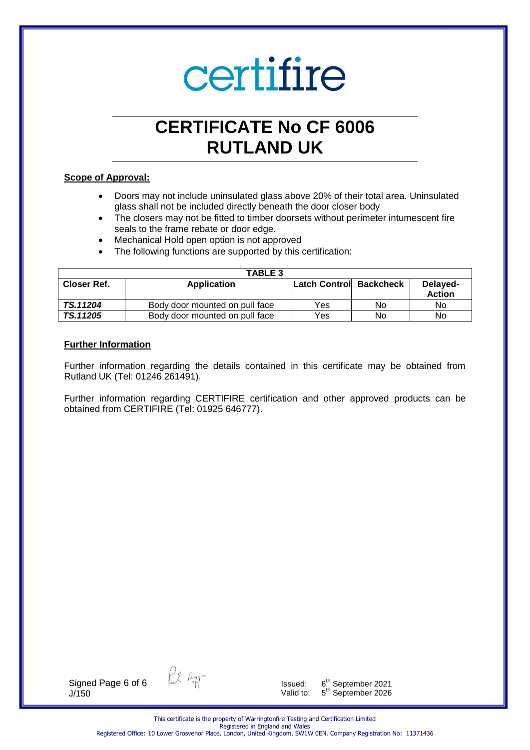certifire

# CERTIFICATE No CF 6006
# RUTLAND UK

**Scope of Approval:**

- Doors may not include uninsulated glass above 20% of their total area. Uninsulated glass shall not be included directly beneath the door closer body
- The closers may not be fitted to timber doorsets without perimeter intumescent fire seals to the frame rebate or door edge.
- Mechanical Hold open option is not approved
- The following functions are supported by this certification:

| TABLE 3 | | | | |
|---|---|---|---|---|
| **Closer Ref.** | **Application** | **Latch Control** | **Backcheck** | **Delayed-Action** |
| ***TS.11204*** | Body door mounted on pull face | Yes | No | No |
| ***TS.11205*** | Body door mounted on pull face | Yes | No | No |

**Further Information**

Further information regarding the details contained in this certificate may be obtained from Rutland UK (Tel: 01246 261491).

Further information regarding CERTIFIRE certification and other approved products can be obtained from CERTIFIRE (Tel: 01925 646777).

Signed Page 6 of 6
J/150

Issued: 6th September 2021
Valid to: 5th September 2026

This certificate is the property of Warringtonfire Testing and Certification Limited
Registered in England and Wales
Registered Office: 10 Lower Grosvenor Place, London, United Kingdom, SW1W 0EN. Company Registration No: 11371436